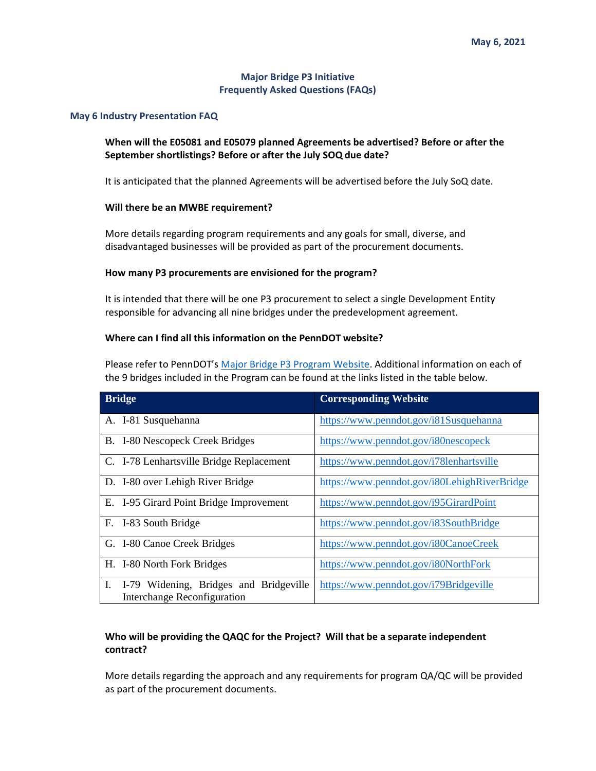May 6, 2021

# Major Bridge P3 Initiative
# Frequently Asked Questions (FAQs)

## May 6 Industry Presentation FAQ

**When will the E05081 and E05079 planned Agreements be advertised? Before or after the September shortlistings? Before or after the July SOQ due date?**

It is anticipated that the planned Agreements will be advertised before the July SoQ date.

**Will there be an MWBE requirement?**

More details regarding program requirements and any goals for small, diverse, and disadvantaged businesses will be provided as part of the procurement documents.

**How many P3 procurements are envisioned for the program?**

It is intended that there will be one P3 procurement to select a single Development Entity responsible for advancing all nine bridges under the predevelopment agreement.

**Where can I find all this information on the PennDOT website?**

Please refer to PennDOT's Major Bridge P3 Program Website. Additional information on each of the 9 bridges included in the Program can be found at the links listed in the table below.

| Bridge | Corresponding Website |
| --- | --- |
| A. I-81 Susquehanna | https://www.penndot.gov/i81Susquehanna |
| B. I-80 Nescopeck Creek Bridges | https://www.penndot.gov/i80nescopeck |
| C. I-78 Lenhartsville Bridge Replacement | https://www.penndot.gov/i78lenhartsville |
| D. I-80 over Lehigh River Bridge | https://www.penndot.gov/i80LehighRiverBridge |
| E. I-95 Girard Point Bridge Improvement | https://www.penndot.gov/i95GirardPoint |
| F. I-83 South Bridge | https://www.penndot.gov/i83SouthBridge |
| G. I-80 Canoe Creek Bridges | https://www.penndot.gov/i80CanoeCreek |
| H. I-80 North Fork Bridges | https://www.penndot.gov/i80NorthFork |
| I. I-79 Widening, Bridges and Bridgeville Interchange Reconfiguration | https://www.penndot.gov/i79Bridgeville |

**Who will be providing the QAQC for the Project? Will that be a separate independent contract?**

More details regarding the approach and any requirements for program QA/QC will be provided as part of the procurement documents.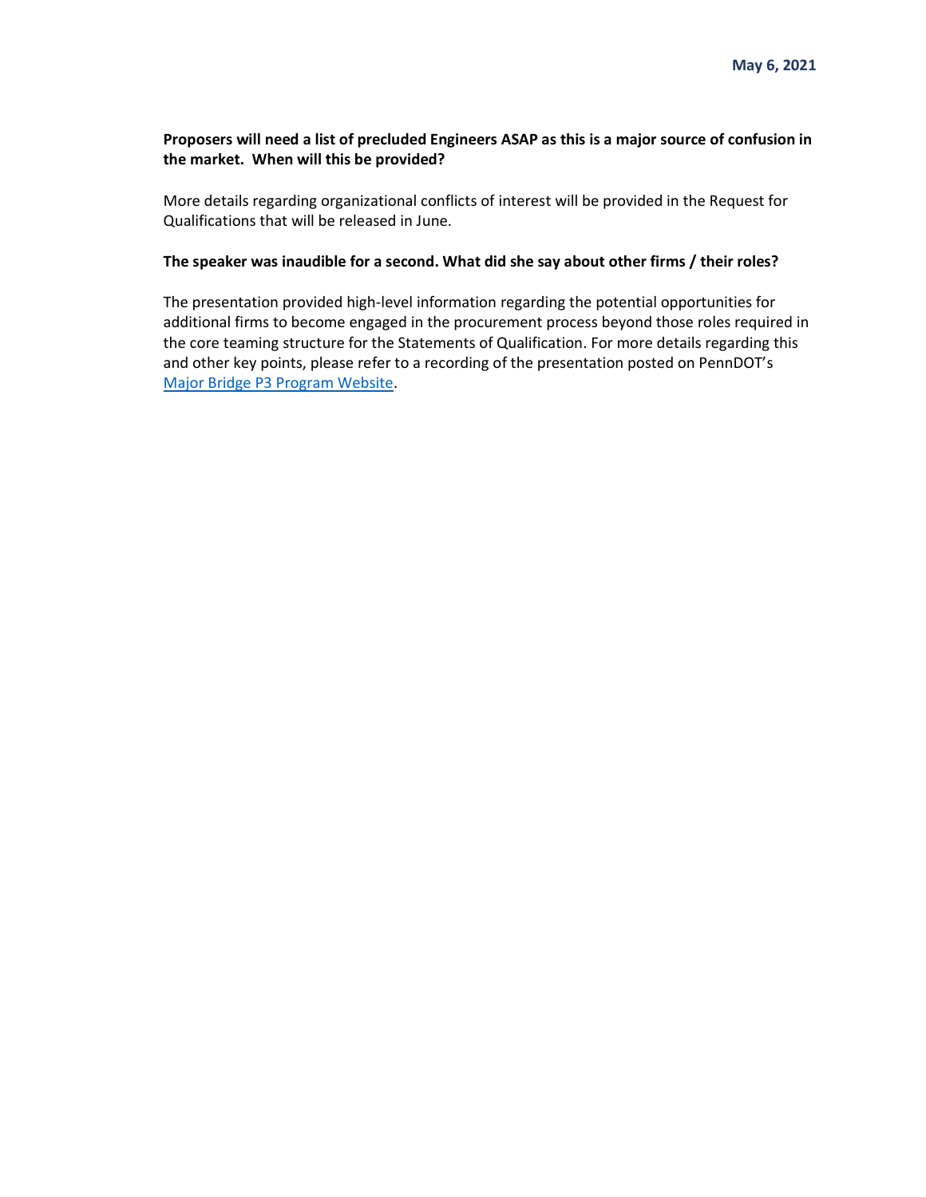**Proposers will need a list of precluded Engineers ASAP as this is a major source of confusion in the market. When will this be provided?**

More details regarding organizational conflicts of interest will be provided in the Request for Qualifications that will be released in June.

**The speaker was inaudible for a second. What did she say about other firms / their roles?**

The presentation provided high-level information regarding the potential opportunities for additional firms to become engaged in the procurement process beyond those roles required in the core teaming structure for the Statements of Qualification. For more details regarding this and other key points, please refer to a recording of the presentation posted on PennDOT's Major Bridge P3 Program Website.